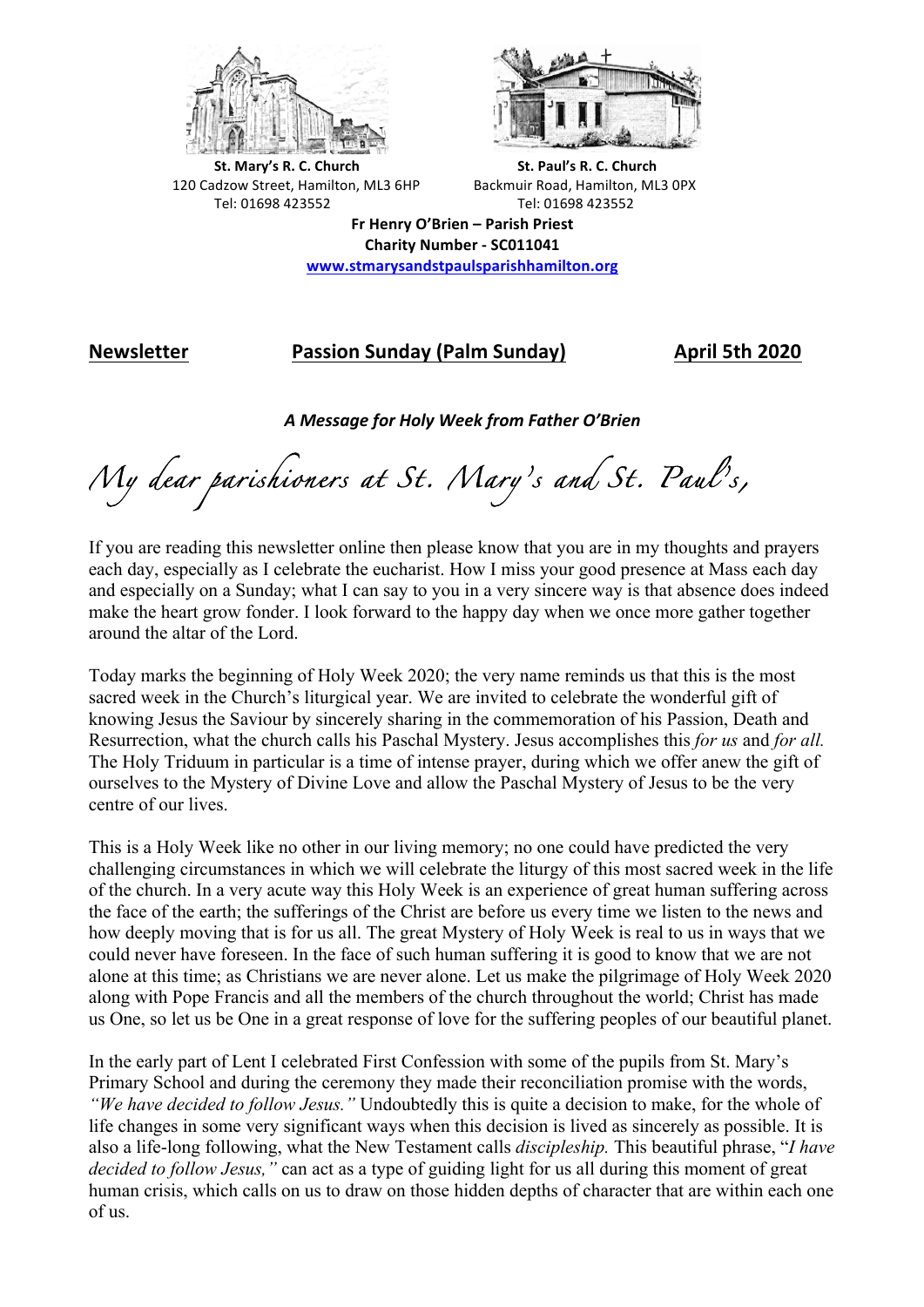**St. Mary's R. C. Church**
120 Cadzow Street, Hamilton, ML3 6HP
Tel: 01698 423552

**St. Paul's R. C. Church**
Backmuir Road, Hamilton, ML3 0PX
Tel: 01698 423552

**Fr Henry O'Brien – Parish Priest**
**Charity Number - SC011041**
**www.stmarysandstpaulsparishhamilton.org**

**<u>Newsletter</u>** **<u>Passion Sunday (Palm Sunday)</u>** **<u>April 5th 2020</u>**

***A Message for Holy Week from Father O'Brien***

*My dear parishioners at St. Mary's and St. Paul's,*

If you are reading this newsletter online then please know that you are in my thoughts and prayers each day, especially as I celebrate the eucharist. How I miss your good presence at Mass each day and especially on a Sunday; what I can say to you in a very sincere way is that absence does indeed make the heart grow fonder. I look forward to the happy day when we once more gather together around the altar of the Lord.

Today marks the beginning of Holy Week 2020; the very name reminds us that this is the most sacred week in the Church's liturgical year. We are invited to celebrate the wonderful gift of knowing Jesus the Saviour by sincerely sharing in the commemoration of his Passion, Death and Resurrection, what the church calls his Paschal Mystery. Jesus accomplishes this *for us* and *for all.* The Holy Triduum in particular is a time of intense prayer, during which we offer anew the gift of ourselves to the Mystery of Divine Love and allow the Paschal Mystery of Jesus to be the very centre of our lives.

This is a Holy Week like no other in our living memory; no one could have predicted the very challenging circumstances in which we will celebrate the liturgy of this most sacred week in the life of the church. In a very acute way this Holy Week is an experience of great human suffering across the face of the earth; the sufferings of the Christ are before us every time we listen to the news and how deeply moving that is for us all. The great Mystery of Holy Week is real to us in ways that we could never have foreseen. In the face of such human suffering it is good to know that we are not alone at this time; as Christians we are never alone. Let us make the pilgrimage of Holy Week 2020 along with Pope Francis and all the members of the church throughout the world; Christ has made us One, so let us be One in a great response of love for the suffering peoples of our beautiful planet.

In the early part of Lent I celebrated First Confession with some of the pupils from St. Mary's Primary School and during the ceremony they made their reconciliation promise with the words, *"We have decided to follow Jesus."* Undoubtedly this is quite a decision to make, for the whole of life changes in some very significant ways when this decision is lived as sincerely as possible. It is also a life-long following, what the New Testament calls *discipleship.* This beautiful phrase, "*I have decided to follow Jesus,"* can act as a type of guiding light for us all during this moment of great human crisis, which calls on us to draw on those hidden depths of character that are within each one of us.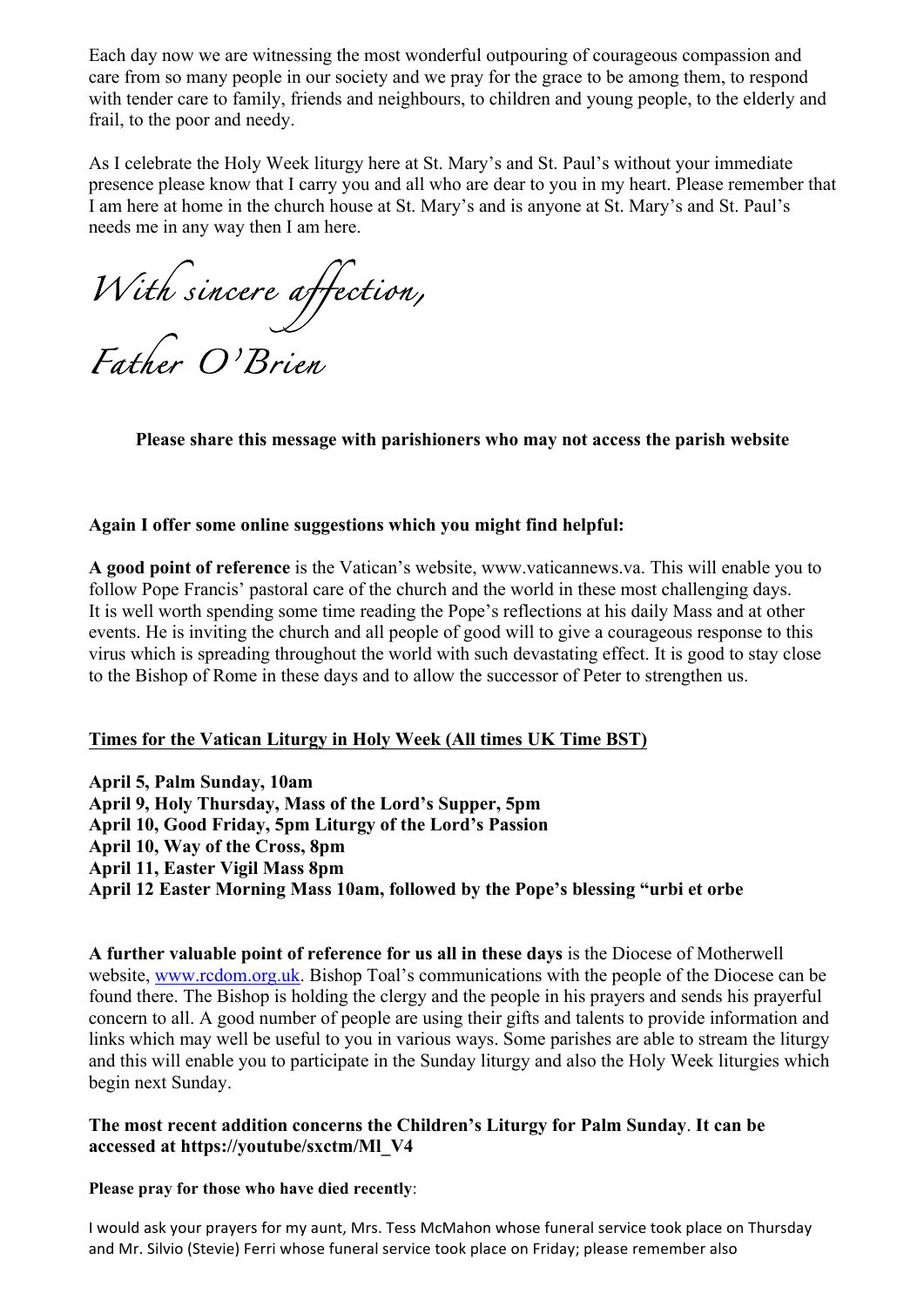Each day now we are witnessing the most wonderful outpouring of courageous compassion and care from so many people in our society and we pray for the grace to be among them, to respond with tender care to family, friends and neighbours, to children and young people, to the elderly and frail, to the poor and needy.

As I celebrate the Holy Week liturgy here at St. Mary's and St. Paul's without your immediate presence please know that I carry you and all who are dear to you in my heart. Please remember that I am here at home in the church house at St. Mary's and is anyone at St. Mary's and St. Paul's needs me in any way then I am here.

*With sincere affection,*

*Father O'Brien*

**Please share this message with parishioners who may not access the parish website**

**Again I offer some online suggestions which you might find helpful:**

**A good point of reference** is the Vatican's website, www.vaticannews.va. This will enable you to follow Pope Francis' pastoral care of the church and the world in these most challenging days. It is well worth spending some time reading the Pope's reflections at his daily Mass and at other events. He is inviting the church and all people of good will to give a courageous response to this virus which is spreading throughout the world with such devastating effect. It is good to stay close to the Bishop of Rome in these days and to allow the successor of Peter to strengthen us.

**Times for the Vatican Liturgy in Holy Week (All times UK Time BST)**

**April 5, Palm Sunday, 10am**
**April 9, Holy Thursday, Mass of the Lord's Supper, 5pm**
**April 10, Good Friday, 5pm Liturgy of the Lord's Passion**
**April 10, Way of the Cross, 8pm**
**April 11, Easter Vigil Mass 8pm**
**April 12 Easter Morning Mass 10am, followed by the Pope's blessing "urbi et orbe**

**A further valuable point of reference for us all in these days** is the Diocese of Motherwell website, www.rcdom.org.uk. Bishop Toal's communications with the people of the Diocese can be found there. The Bishop is holding the clergy and the people in his prayers and sends his prayerful concern to all. A good number of people are using their gifts and talents to provide information and links which may well be useful to you in various ways. Some parishes are able to stream the liturgy and this will enable you to participate in the Sunday liturgy and also the Holy Week liturgies which begin next Sunday.

**The most recent addition concerns the Children's Liturgy for Palm Sunday**. **It can be accessed at https://youtube/sxctm/Ml_V4**

**Please pray for those who have died recently**:

I would ask your prayers for my aunt, Mrs. Tess McMahon whose funeral service took place on Thursday and Mr. Silvio (Stevie) Ferri whose funeral service took place on Friday; please remember also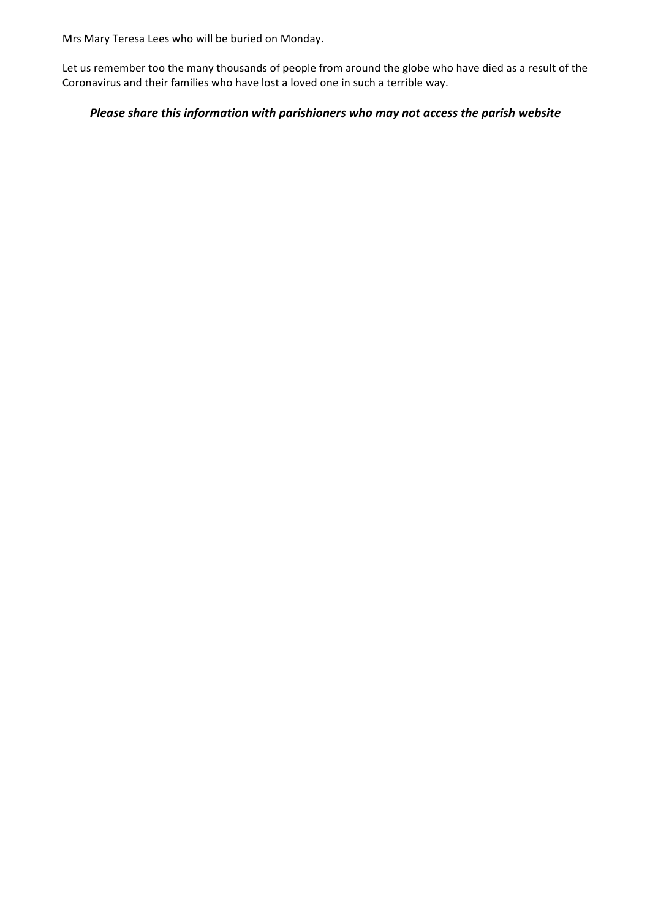Mrs Mary Teresa Lees who will be buried on Monday.

Let us remember too the many thousands of people from around the globe who have died as a result of the Coronavirus and their families who have lost a loved one in such a terrible way.

***Please share this information with parishioners who may not access the parish website***